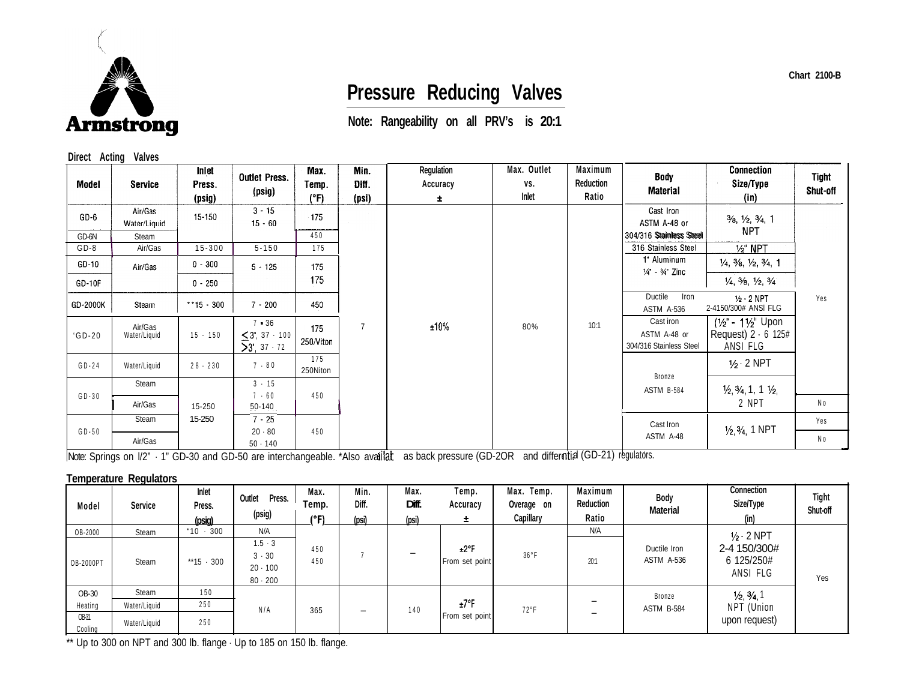Armstrong

Chart 2100-B

# Pressure Reducing Valves

**Note: Rangeability on all PRV's is 20:1**

## Direct Acting Valves

| Model | Service | Inlet Press. (psig) | Outlet Press. (psig) | Max. Temp. (°F) | Min. Diff. (psi) | Regulation Accuracy ± | Max. Outlet vs. Inlet | Maximum Reduction Ratio | Body Material | Connection Size/Type (in) | Tight Shut-off |
|---|---|---|---|---|---|---|---|---|---|---|---|
| GD-6 | Air/Gas Water/Liquid | 15-150 | 3 - 15 15 - 60 | 175 | 7 | ±10% | 80% | 10:1 | Cast Iron ASTM A-48 or 304/316 Stainless Steel | ⅜, ½, ¾, 1 NPT | Yes |
| GD-6N | Steam | | | 450 | | | | | | | |
| GD-8 | Air/Gas | 15-300 | 5-150 | 175 | | | | | 316 Stainless Steel | ½" NPT | |
| GD-10 | Air/Gas | 0 - 300 | 5 - 125 | 175 | | | | | 1" Aluminum ¼" - ¾" Zinc | ¼, ⅜, ½, ¾, 1 | |
| GD-10F | | 0 - 250 | | 175 | | | | | | ¼, ⅜, ½, ¾ | |
| GD-2000K | Steam | **15 - 300 | 7 - 200 | 450 | | | | | Ductile Iron ASTM A-536 | ½ - 2 NPT 2-4150/300# ANSI FLG | |
| *GD-20 | Air/Gas Water/Liquid | 15 - 150 | 7 - 36 ≤3", 37 - 100 >3", 37 - 72 | 175 250/Viton | | | | | Cast iron ASTM A-48 or 304/316 Stainless Steel | (½" - 1½" Upon Request) 2 - 6 125# ANSI FLG | |
| GD-24 | Water/Liquid | 28 - 230 | 7 - 80 | 175 250/Viton | | | | | Bronze ASTM B-584 | ½ - 2 NPT | |
| GD-30 | Steam | | 3 - 15 7 - 60 | 450 | | | | | | ½, ¾, 1, 1 ½, 2 NPT | |
| | Air/Gas | 15-250 | 50-140 | | | | | | | | No |
| GD-50 | Steam | 15-250 | 7 - 25 20 - 80 | 450 | | | | | Cast Iron ASTM A-48 | ½, ¾, 1 NPT | Yes |
| | Air/Gas | | 50 - 140 | | | | | | | | No |

Note: Springs on 1/2" - 1" GD-30 and GD-50 are interchangeable. *Also available as back pressure (GD-20R and differential (GD-21) regulators.

## Temperature Regulators

| Model | Service | Inlet Press. (psig) | Outlet Press. (psig) | Max. Temp. (°F) | Min. Diff. (psi) | Max. Diff. (psi) | Temp. Accuracy ± | Max. Temp. Overage on Capillary | Maximum Reduction Ratio | Body Material | Connection Size/Type (in) | Tight Shut-off |
|---|---|---|---|---|---|---|---|---|---|---|---|---|
| OB-2000 | Steam | **10 - 300 | N/A | 450 | 7 | — | ±2°F From set point | 36°F | N/A | Ductile Iron ASTM A-536 | ½ - 2 NPT 2-4 150/300# 6 125/250# ANSI FLG | Yes |
| OB-2000PT | Steam | **15 - 300 | 1.5 - 3 3 - 30 20 - 100 80 - 200 | 450 | | | | | 20:1 | | | |
| OB-30 Heating | Steam | 150 | N/A | 365 | — | 140 | ±7°F From set point | 72°F | — | Bronze ASTM B-584 | ½, ¾, 1 NPT (Union upon request) | |
| | Water/Liquid | 250 | | | | | | | | | | |
| OB-31 Cooling | Water/Liquid | 250 | | | | | | | — | | | |

** Up to 300 on NPT and 300 lb. flange - Up to 185 on 150 lb. flange.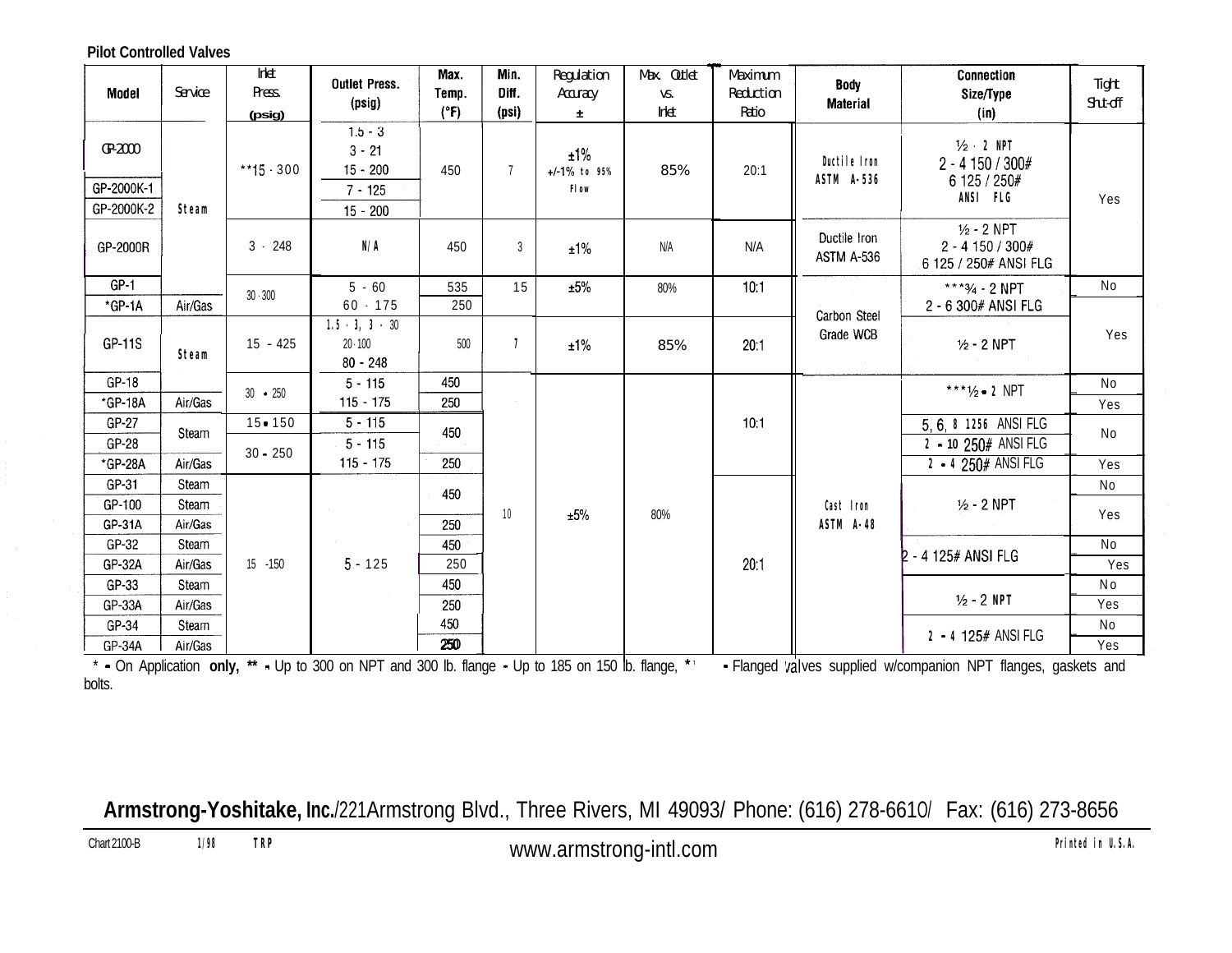**Pilot Controlled Valves**

| Model | Service | Inlet Press. (psig) | Outlet Press. (psig) | Max. Temp. (°F) | Min. Diff. (psi) | Regulation Accuracy ± | Max. Outlet vs. Inlet | Maximum Reduction Ratio | Body Material | Connection Size/Type (in) | Tight Shut-off |
|---|---|---|---|---|---|---|---|---|---|---|---|
| GP-2000 | Steam | **15 - 300 | 1.5 - 3<br>3 - 21<br>15 - 200 | 450 | 7 | ±1%<br>+/-1% to 95% Flow | 85% | 20:1 | Ductile Iron ASTM A-536 | ½ - 2 NPT<br>2 - 4 150 / 300#<br>6 125 / 250#<br>ANSI FLG | Yes |
| GP-2000K-1 | Steam | | 7 - 125 | | | | | | | | Yes |
| GP-2000K-2 | Steam | | 15 - 200 | | | | | | | | Yes |
| GP-2000R | Steam | 3 - 248 | N/A | 450 | 3 | ±1% | N/A | N/A | Ductile Iron ASTM A-536 | ½ - 2 NPT<br>2 - 4 150 / 300#<br>6 125 / 250# ANSI FLG | Yes |
| GP-1 | Steam | 30 - 300 | 5 - 60 | 535 | 15 | ±5% | 80% | 10:1 | Carbon Steel Grade WCB | ***¾ - 2 NPT | No |
| *GP-1A | Air/Gas | | 60 - 175 | 250 | | | | | | 2 - 6 300# ANSI FLG | Yes |
| GP-11S | Steam | 15 - 425 | 1.5 - 3, 3 - 30<br>20 - 100<br>80 - 248 | 500 | 7 | ±1% | 85% | 20:1 | | ½ - 2 NPT | Yes |
| GP-18 | Steam | 30 - 250 | 5 - 115 | 450 | 10 | ±5% | 80% | 10:1 | Cast Iron ASTM A-48 | ***½ - 2 NPT | No |
| *GP-18A | Air/Gas | | 115 - 175 | 250 | | | | | | | Yes |
| GP-27 | Steam | 15 - 150 | 5 - 115 | 450 | | | | | | 5, 6, 8 125G ANSI FLG | No |
| GP-28 | Steam | 30 - 250 | 5 - 115 | | | | | | | 2 - 10 250# ANSI FLG | |
| *GP-28A | Air/Gas | | 115 - 175 | 250 | | | | | | 2 - 4 250# ANSI FLG | Yes |
| GP-31 | Steam | 15 - 150 | 5 - 125 | 450 | | | | 20:1 | | ½ - 2 NPT | No |
| GP-100 | Steam | | | | | | | | | | Yes |
| GP-31A | Air/Gas | | | 250 | | | | | | | |
| GP-32 | Steam | | | 450 | | | | | | 2 - 4 125# ANSI FLG | No |
| GP-32A | Air/Gas | | | 250 | | | | | | | Yes |
| GP-33 | Steam | | | 450 | | | | | | ½ - 2 NPT | No |
| GP-33A | Air/Gas | | | 250 | | | | | | | Yes |
| GP-34 | Steam | | | 450 | | | | | | 2 - 4 125# ANSI FLG | No |
| GP-34A | Air/Gas | | | 250 | | | | | | | Yes |

* - On Application only, ** - Up to 300 on NPT and 300 lb. flange - Up to 185 on 150 lb. flange, *** - Flanged valves supplied w/companion NPT flanges, gaskets and bolts.

**Armstrong-Yoshitake, Inc.**/221Armstrong Blvd., Three Rivers, MI 49093/ Phone: (616) 278-6610/ Fax: (616) 273-8656

Chart 2100-B 1/98 TRP www.armstrong-intl.com Printed in U.S.A.